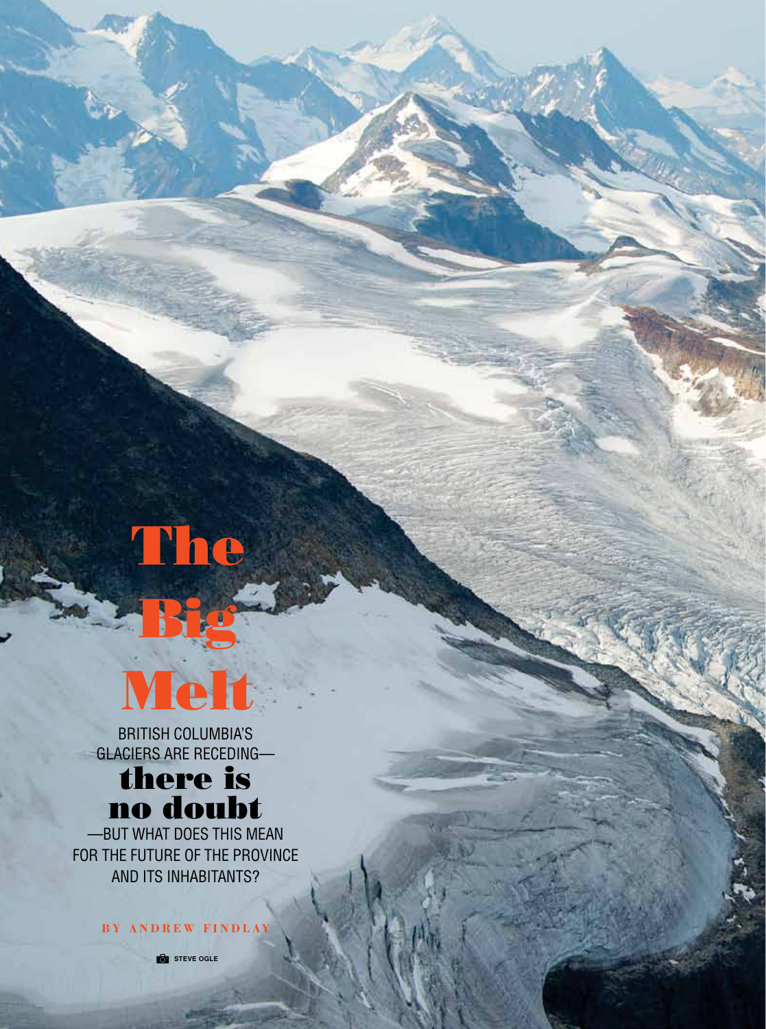# The Big Melt

BRITISH COLUMBIA'S GLACIERS ARE RECEDING—**there is no doubt**—BUT WHAT DOES THIS MEAN FOR THE FUTURE OF THE PROVINCE AND ITS INHABITANTS?

BY ANDREW FINDLAY

STEVE OGLE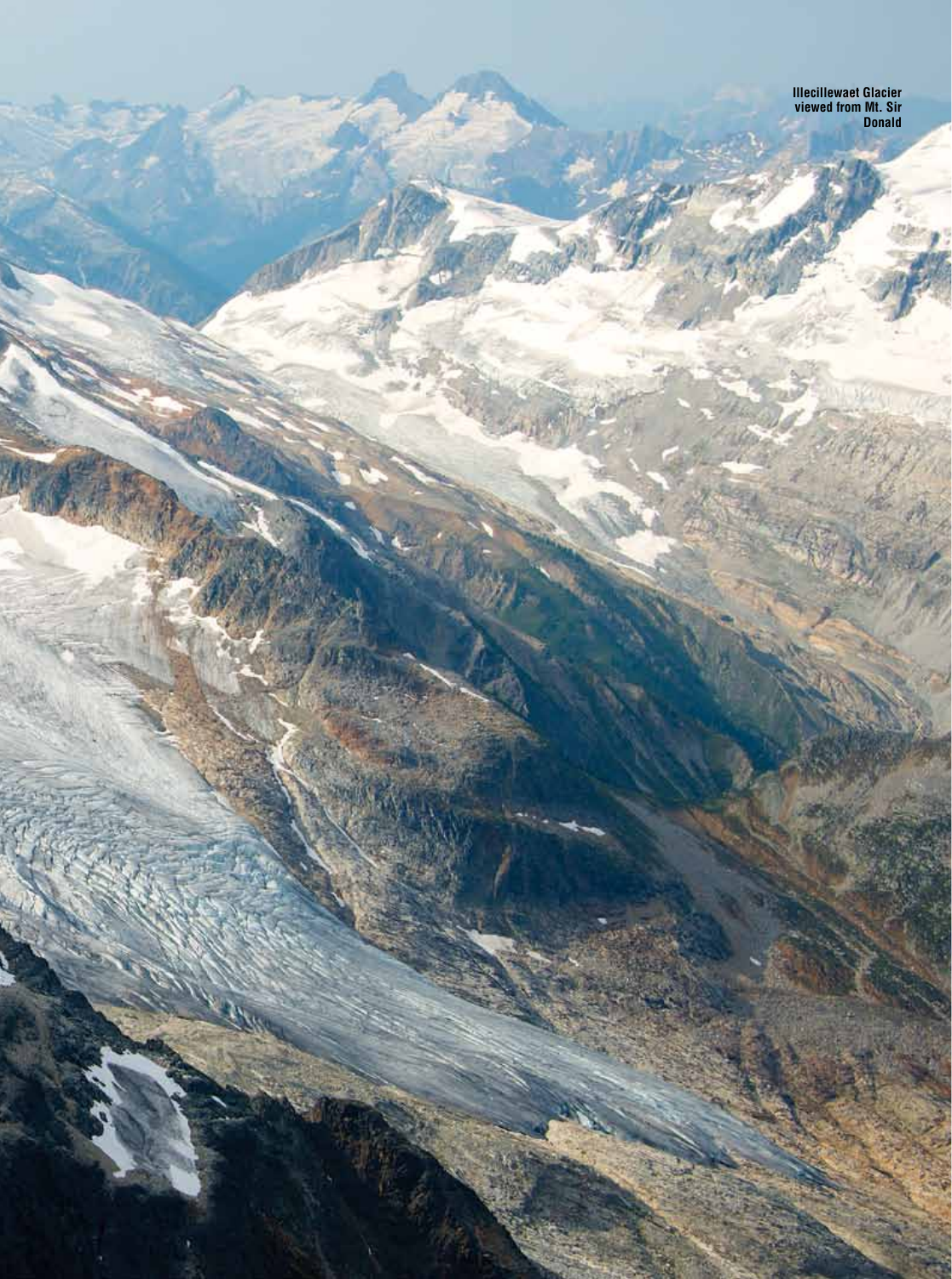Illecillewaet Glacier viewed from Mt. Sir Donald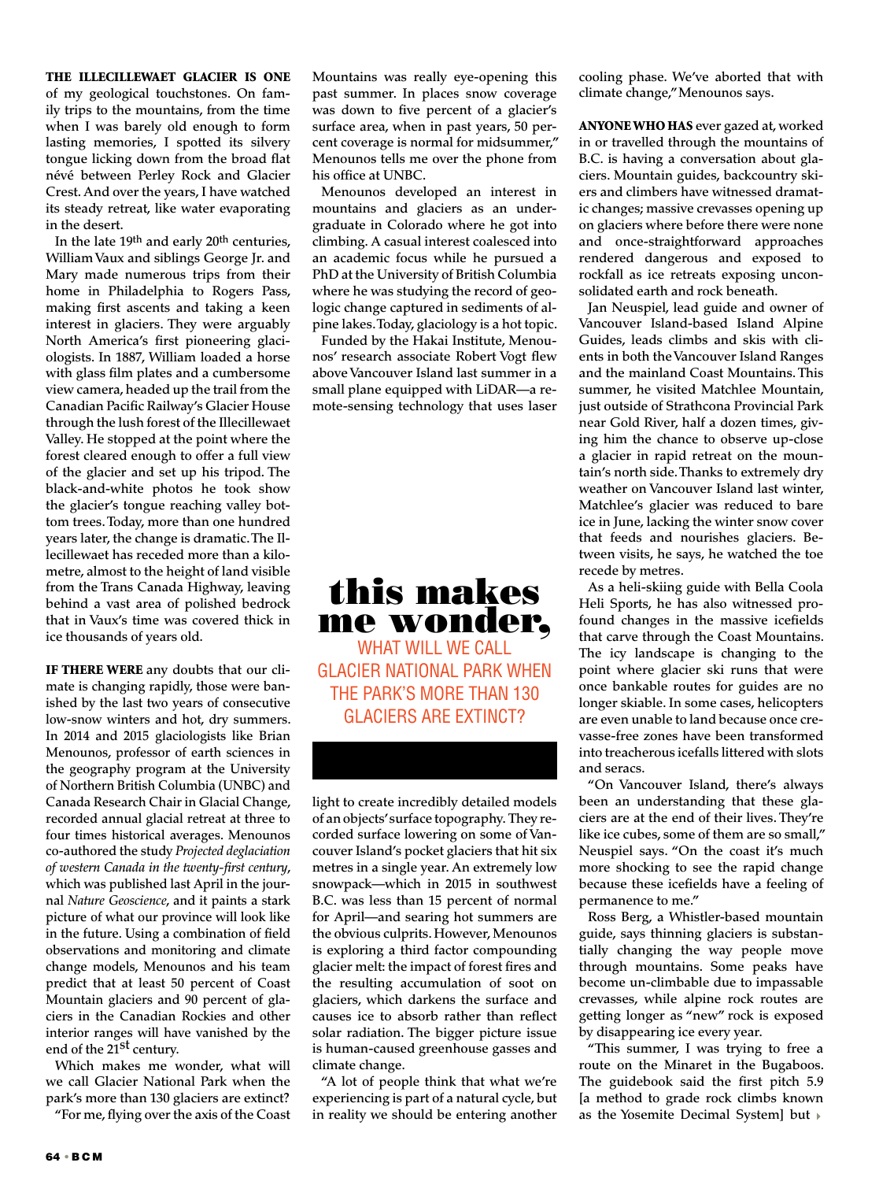**THE ILLECILLEWAET GLACIER IS ONE** of my geological touchstones. On family trips to the mountains, from the time when I was barely old enough to form lasting memories, I spotted its silvery tongue licking down from the broad flat névé between Perley Rock and Glacier Crest. And over the years, I have watched its steady retreat, like water evaporating in the desert.

In the late 19th and early 20th centuries, William Vaux and siblings George Jr. and Mary made numerous trips from their home in Philadelphia to Rogers Pass, making first ascents and taking a keen interest in glaciers. They were arguably North America's first pioneering glaciologists. In 1887, William loaded a horse with glass film plates and a cumbersome view camera, headed up the trail from the Canadian Pacific Railway's Glacier House through the lush forest of the Illecillewaet Valley. He stopped at the point where the forest cleared enough to offer a full view of the glacier and set up his tripod. The black-and-white photos he took show the glacier's tongue reaching valley bottom trees. Today, more than one hundred years later, the change is dramatic. The Illecillewaet has receded more than a kilometre, almost to the height of land visible from the Trans Canada Highway, leaving behind a vast area of polished bedrock that in Vaux's time was covered thick in ice thousands of years old.

**IF THERE WERE** any doubts that our climate is changing rapidly, those were banished by the last two years of consecutive low-snow winters and hot, dry summers. In 2014 and 2015 glaciologists like Brian Menounos, professor of earth sciences in the geography program at the University of Northern British Columbia (UNBC) and Canada Research Chair in Glacial Change, recorded annual glacial retreat at three to four times historical averages. Menounos co-authored the study *Projected deglaciation of western Canada in the twenty-first century*, which was published last April in the journal *Nature Geoscience*, and it paints a stark picture of what our province will look like in the future. Using a combination of field observations and monitoring and climate change models, Menounos and his team predict that at least 50 percent of Coast Mountain glaciers and 90 percent of glaciers in the Canadian Rockies and other interior ranges will have vanished by the end of the 21st century.

Which makes me wonder, what will we call Glacier National Park when the park's more than 130 glaciers are extinct?

"For me, flying over the axis of the Coast Mountains was really eye-opening this past summer. In places snow coverage was down to five percent of a glacier's surface area, when in past years, 50 percent coverage is normal for midsummer," Menounos tells me over the phone from his office at UNBC.

Menounos developed an interest in mountains and glaciers as an undergraduate in Colorado where he got into climbing. A casual interest coalesced into an academic focus while he pursued a PhD at the University of British Columbia where he was studying the record of geologic change captured in sediments of alpine lakes. Today, glaciology is a hot topic.

Funded by the Hakai Institute, Menounos' research associate Robert Vogt flew above Vancouver Island last summer in a small plane equipped with LiDAR—a remote-sensing technology that uses laser light to create incredibly detailed models of an objects' surface topography. They recorded surface lowering on some of Vancouver Island's pocket glaciers that hit six metres in a single year. An extremely low snowpack—which in 2015 in southwest B.C. was less than 15 percent of normal for April—and searing hot summers are the obvious culprits. However, Menounos is exploring a third factor compounding glacier melt: the impact of forest fires and the resulting accumulation of soot on glaciers, which darkens the surface and causes ice to absorb rather than reflect solar radiation. The bigger picture issue is human-caused greenhouse gasses and climate change.

"A lot of people think that what we're experiencing is part of a natural cycle, but in reality we should be entering another cooling phase. We've aborted that with climate change," Menounos says.

> **this makes me wonder,**
> WHAT WILL WE CALL GLACIER NATIONAL PARK WHEN THE PARK'S MORE THAN 130 GLACIERS ARE EXTINCT?

**ANYONE WHO HAS** ever gazed at, worked in or travelled through the mountains of B.C. is having a conversation about glaciers. Mountain guides, backcountry skiers and climbers have witnessed dramatic changes; massive crevasses opening up on glaciers where before there were none and once-straightforward approaches rendered dangerous and exposed to rockfall as ice retreats exposing unconsolidated earth and rock beneath.

Jan Neuspiel, lead guide and owner of Vancouver Island-based Island Alpine Guides, leads climbs and skis with clients in both the Vancouver Island Ranges and the mainland Coast Mountains. This summer, he visited Matchlee Mountain, just outside of Strathcona Provincial Park near Gold River, half a dozen times, giving him the chance to observe up-close a glacier in rapid retreat on the mountain's north side. Thanks to extremely dry weather on Vancouver Island last winter, Matchlee's glacier was reduced to bare ice in June, lacking the winter snow cover that feeds and nourishes glaciers. Between visits, he says, he watched the toe recede by metres.

As a heli-skiing guide with Bella Coola Heli Sports, he has also witnessed profound changes in the massive icefields that carve through the Coast Mountains. The icy landscape is changing to the point where glacier ski runs that were once bankable routes for guides are no longer skiable. In some cases, helicopters are even unable to land because once crevasse-free zones have been transformed into treacherous icefalls littered with slots and seracs.

"On Vancouver Island, there's always been an understanding that these glaciers are at the end of their lives. They're like ice cubes, some of them are so small," Neuspiel says. "On the coast it's much more shocking to see the rapid change because these icefields have a feeling of permanence to me."

Ross Berg, a Whistler-based mountain guide, says thinning glaciers is substantially changing the way people move through mountains. Some peaks have become un-climbable due to impassable crevasses, while alpine rock routes are getting longer as "new" rock is exposed by disappearing ice every year.

"This summer, I was trying to free a route on the Minaret in the Bugaboos. The guidebook said the first pitch 5.9 [a method to grade rock climbs known as the Yosemite Decimal System] but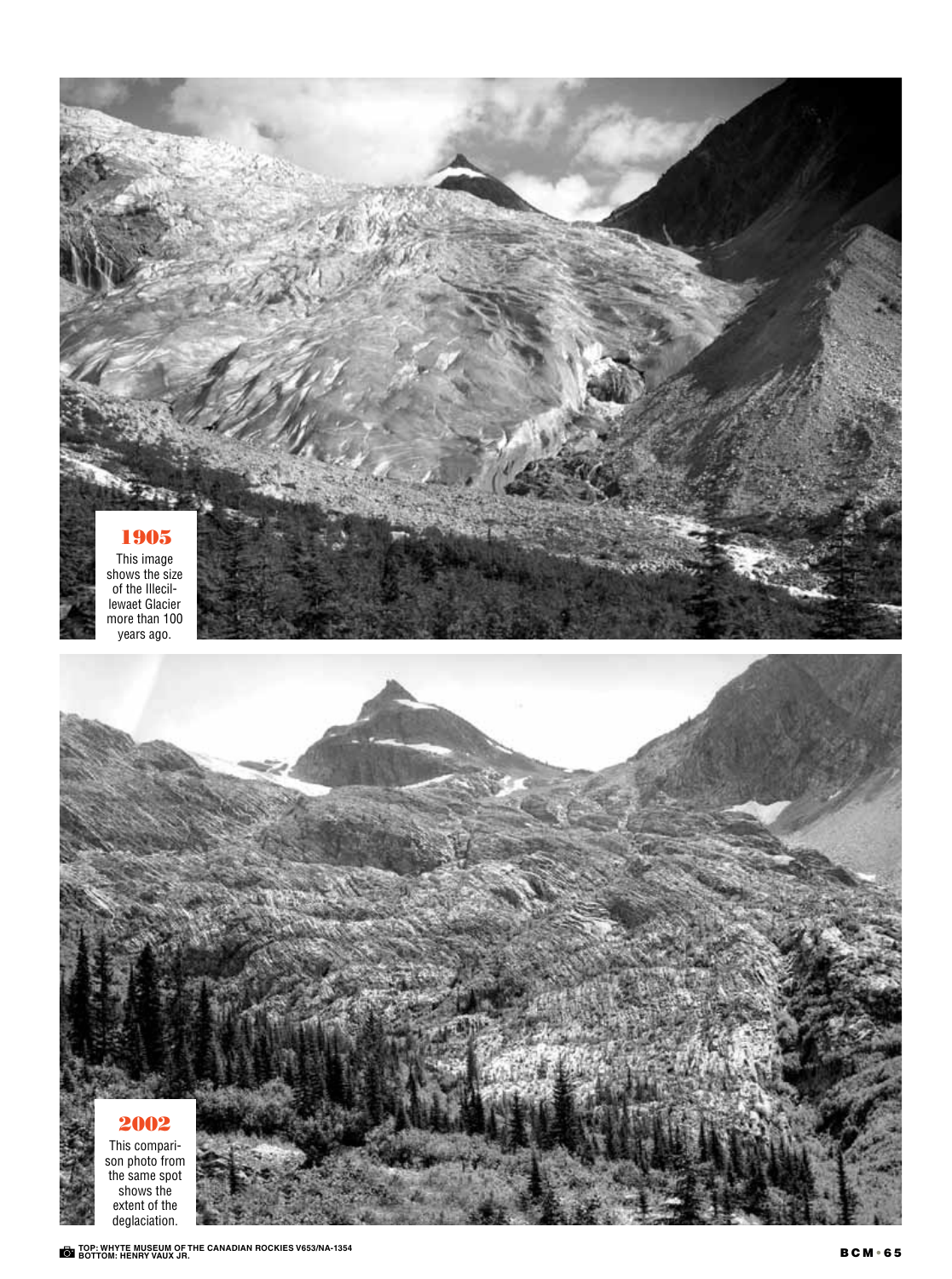**1905**

This image shows the size of the Illecillewaet Glacier more than 100 years ago.

**2002**

This comparison photo from the same spot shows the extent of the deglaciation.

TOP: WHYTE MUSEUM OF THE CANADIAN ROCKIES V653/NA-1354
BOTTOM: HENRY VAUX JR.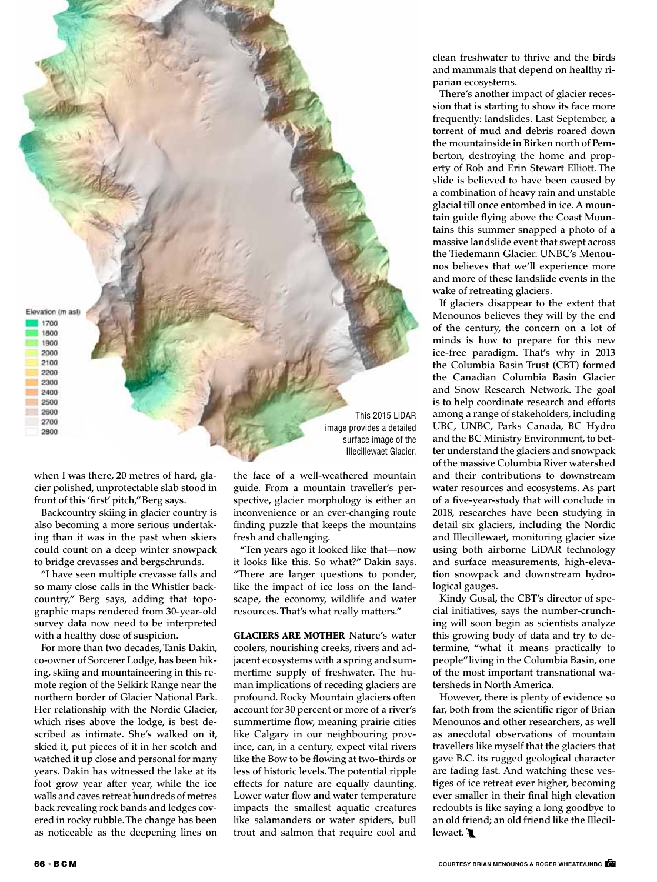Elevation (m asl)
1700
1800
1900
2000
2100
2200
2300
2400
2500
2600
2700
2800

This 2015 LiDAR image provides a detailed surface image of the Illecillewaet Glacier.

when I was there, 20 metres of hard, glacier polished, unprotectable slab stood in front of this 'first' pitch," Berg says.

Backcountry skiing in glacier country is also becoming a more serious undertaking than it was in the past when skiers could count on a deep winter snowpack to bridge crevasses and bergschrunds.

"I have seen multiple crevasse falls and so many close calls in the Whistler backcountry," Berg says, adding that topographic maps rendered from 30-year-old survey data now need to be interpreted with a healthy dose of suspicion.

For more than two decades, Tanis Dakin, co-owner of Sorcerer Lodge, has been hiking, skiing and mountaineering in this remote region of the Selkirk Range near the northern border of Glacier National Park. Her relationship with the Nordic Glacier, which rises above the lodge, is best described as intimate. She's walked on it, skied it, put pieces of it in her scotch and watched it up close and personal for many years. Dakin has witnessed the lake at its foot grow year after year, while the ice walls and caves retreat hundreds of metres back revealing rock bands and ledges covered in rocky rubble. The change has been as noticeable as the deepening lines on the face of a well-weathered mountain guide. From a mountain traveller's perspective, glacier morphology is either an inconvenience or an ever-changing route finding puzzle that keeps the mountains fresh and challenging.

"Ten years ago it looked like that—now it looks like this. So what?" Dakin says. "There are larger questions to ponder, like the impact of ice loss on the landscape, the economy, wildlife and water resources. That's what really matters."

**GLACIERS ARE MOTHER** Nature's water coolers, nourishing creeks, rivers and adjacent ecosystems with a spring and summertime supply of freshwater. The human implications of receding glaciers are profound. Rocky Mountain glaciers often account for 30 percent or more of a river's summertime flow, meaning prairie cities like Calgary in our neighbouring province, can, in a century, expect vital rivers like the Bow to be flowing at two-thirds or less of historic levels. The potential ripple effects for nature are equally daunting. Lower water flow and water temperature impacts the smallest aquatic creatures like salamanders or water spiders, bull trout and salmon that require cool and clean freshwater to thrive and the birds and mammals that depend on healthy riparian ecosystems.

There's another impact of glacier recession that is starting to show its face more frequently: landslides. Last September, a torrent of mud and debris roared down the mountainside in Birken north of Pemberton, destroying the home and property of Rob and Erin Stewart Elliott. The slide is believed to have been caused by a combination of heavy rain and unstable glacial till once entombed in ice. A mountain guide flying above the Coast Mountains this summer snapped a photo of a massive landslide event that swept across the Tiedemann Glacier. UNBC's Menounos believes that we'll experience more and more of these landslide events in the wake of retreating glaciers.

If glaciers disappear to the extent that Menounos believes they will by the end of the century, the concern on a lot of minds is how to prepare for this new ice-free paradigm. That's why in 2013 the Columbia Basin Trust (CBT) formed the Canadian Columbia Basin Glacier and Snow Research Network. The goal is to help coordinate research and efforts among a range of stakeholders, including UBC, UNBC, Parks Canada, BC Hydro and the BC Ministry Environment, to better understand the glaciers and snowpack of the massive Columbia River watershed and their contributions to downstream water resources and ecosystems. As part of a five-year-study that will conclude in 2018, researches have been studying in detail six glaciers, including the Nordic and Illecillewaet, monitoring glacier size using both airborne LiDAR technology and surface measurements, high-elevation snowpack and downstream hydrological gauges.

Kindy Gosal, the CBT's director of special initiatives, says the number-crunching will soon begin as scientists analyze this growing body of data and try to determine, "what it means practically to people" living in the Columbia Basin, one of the most important transnational watersheds in North America.

However, there is plenty of evidence so far, both from the scientific rigor of Brian Menounos and other researchers, as well as anecdotal observations of mountain travellers like myself that the glaciers that gave B.C. its rugged geological character are fading fast. And watching these vestiges of ice retreat ever higher, becoming ever smaller in their final high elevation redoubts is like saying a long goodbye to an old friend; an old friend like the Illecillewaet.

COURTESY BRIAN MENOUNOS & ROGER WHEATE/UNBC